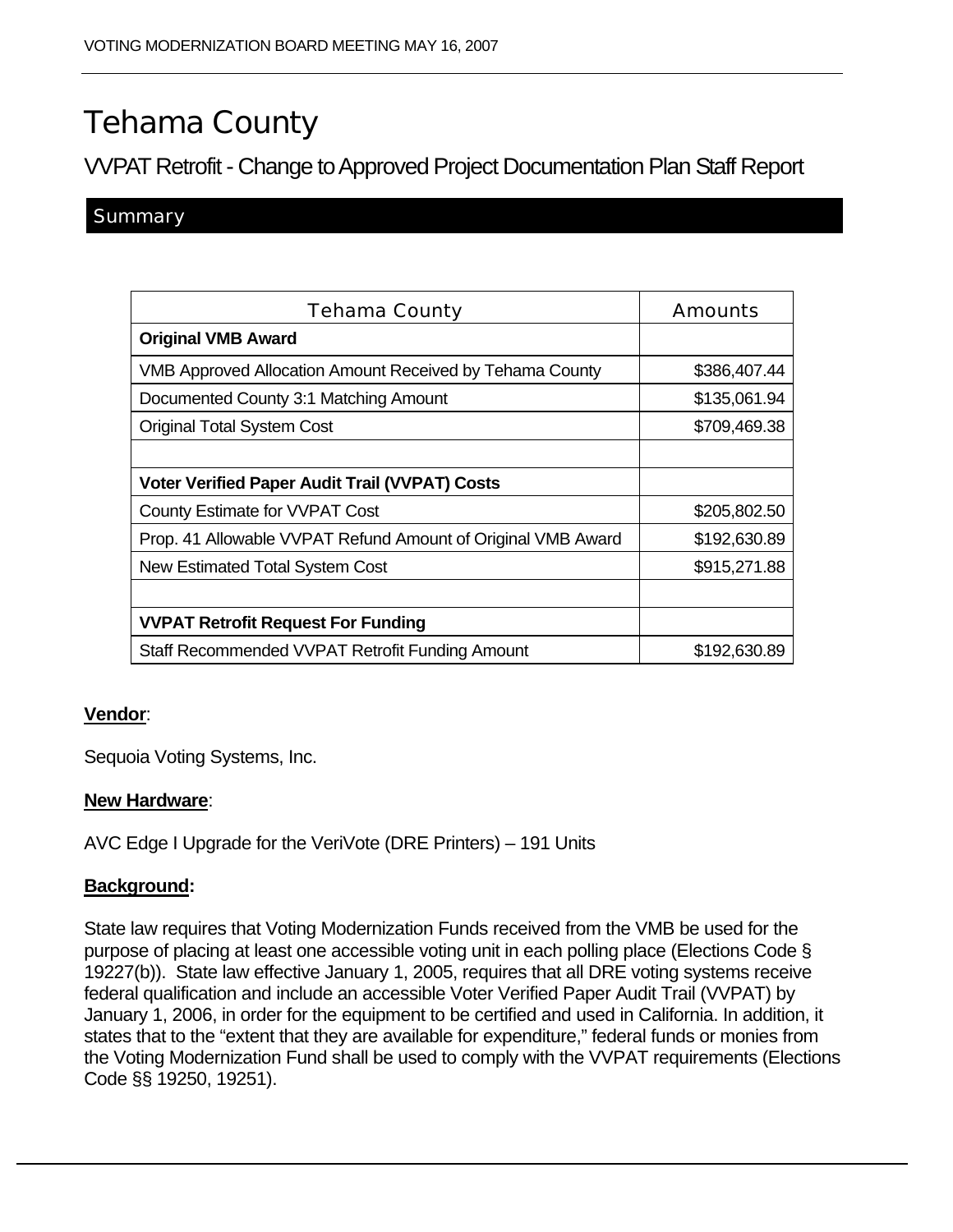# Tehama County

## VVPAT Retrofit - Change to Approved Project Documentation Plan Staff Report

### Summary

| Tehama County | Amounts |
|---|---|
| **Original VMB Award** | |
| VMB Approved Allocation Amount Received by Tehama County | $386,407.44 |
| Documented County 3:1 Matching Amount | $135,061.94 |
| Original Total System Cost | $709,469.38 |
| | |
| **Voter Verified Paper Audit Trail (VVPAT) Costs** | |
| County Estimate for VVPAT Cost | $205,802.50 |
| Prop. 41 Allowable VVPAT Refund Amount of Original VMB Award | $192,630.89 |
| New Estimated Total System Cost | $915,271.88 |
| | |
| **VVPAT Retrofit Request For Funding** | |
| Staff Recommended VVPAT Retrofit Funding Amount | $192,630.89 |

**Vendor**:

Sequoia Voting Systems, Inc.

**New Hardware**:

AVC Edge I Upgrade for the VeriVote (DRE Printers) – 191 Units

**Background:**

State law requires that Voting Modernization Funds received from the VMB be used for the purpose of placing at least one accessible voting unit in each polling place (Elections Code § 19227(b)). State law effective January 1, 2005, requires that all DRE voting systems receive federal qualification and include an accessible Voter Verified Paper Audit Trail (VVPAT) by January 1, 2006, in order for the equipment to be certified and used in California. In addition, it states that to the "extent that they are available for expenditure," federal funds or monies from the Voting Modernization Fund shall be used to comply with the VVPAT requirements (Elections Code §§ 19250, 19251).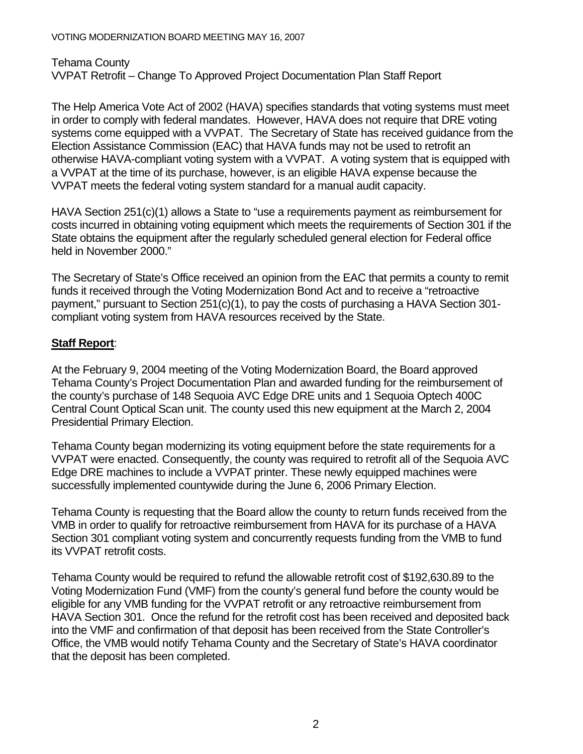Tehama County
VVPAT Retrofit – Change To Approved Project Documentation Plan Staff Report

The Help America Vote Act of 2002 (HAVA) specifies standards that voting systems must meet in order to comply with federal mandates. However, HAVA does not require that DRE voting systems come equipped with a VVPAT. The Secretary of State has received guidance from the Election Assistance Commission (EAC) that HAVA funds may not be used to retrofit an otherwise HAVA-compliant voting system with a VVPAT. A voting system that is equipped with a VVPAT at the time of its purchase, however, is an eligible HAVA expense because the VVPAT meets the federal voting system standard for a manual audit capacity.

HAVA Section 251(c)(1) allows a State to "use a requirements payment as reimbursement for costs incurred in obtaining voting equipment which meets the requirements of Section 301 if the State obtains the equipment after the regularly scheduled general election for Federal office held in November 2000."

The Secretary of State's Office received an opinion from the EAC that permits a county to remit funds it received through the Voting Modernization Bond Act and to receive a "retroactive payment," pursuant to Section 251(c)(1), to pay the costs of purchasing a HAVA Section 301-compliant voting system from HAVA resources received by the State.

**Staff Report**:

At the February 9, 2004 meeting of the Voting Modernization Board, the Board approved Tehama County's Project Documentation Plan and awarded funding for the reimbursement of the county's purchase of 148 Sequoia AVC Edge DRE units and 1 Sequoia Optech 400C Central Count Optical Scan unit. The county used this new equipment at the March 2, 2004 Presidential Primary Election.

Tehama County began modernizing its voting equipment before the state requirements for a VVPAT were enacted. Consequently, the county was required to retrofit all of the Sequoia AVC Edge DRE machines to include a VVPAT printer. These newly equipped machines were successfully implemented countywide during the June 6, 2006 Primary Election.

Tehama County is requesting that the Board allow the county to return funds received from the VMB in order to qualify for retroactive reimbursement from HAVA for its purchase of a HAVA Section 301 compliant voting system and concurrently requests funding from the VMB to fund its VVPAT retrofit costs.

Tehama County would be required to refund the allowable retrofit cost of $192,630.89 to the Voting Modernization Fund (VMF) from the county's general fund before the county would be eligible for any VMB funding for the VVPAT retrofit or any retroactive reimbursement from HAVA Section 301. Once the refund for the retrofit cost has been received and deposited back into the VMF and confirmation of that deposit has been received from the State Controller's Office, the VMB would notify Tehama County and the Secretary of State's HAVA coordinator that the deposit has been completed.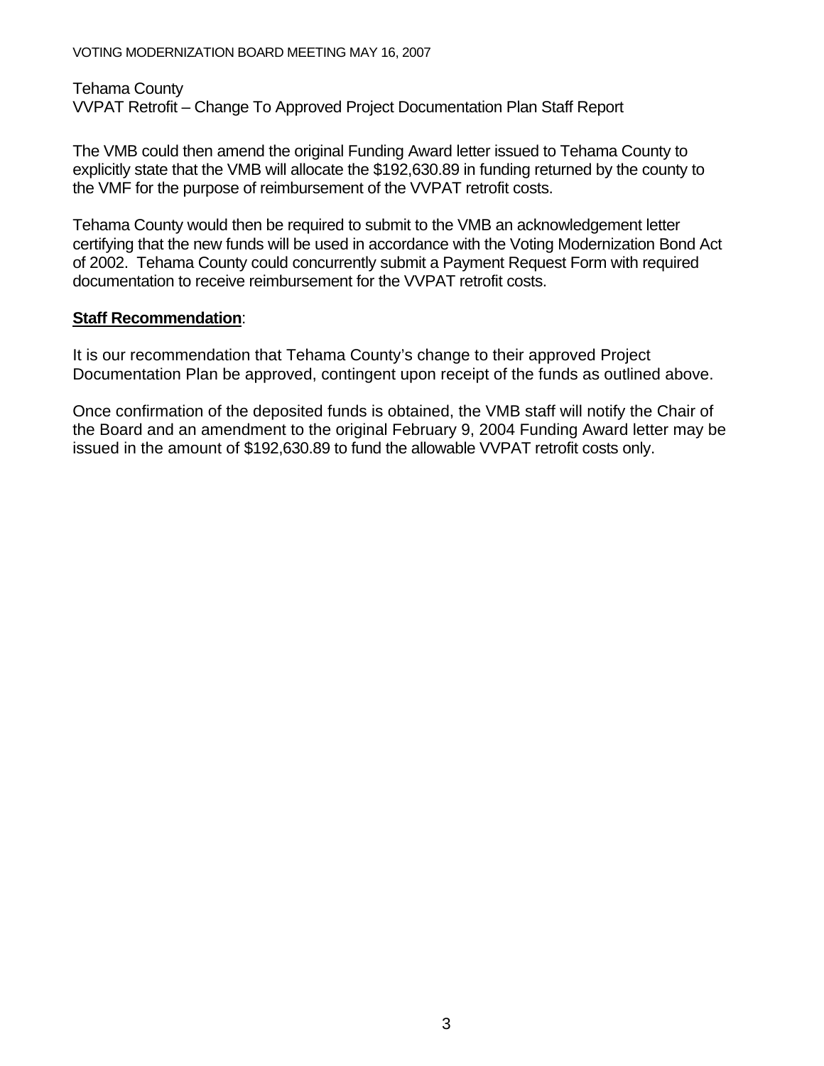Tehama County
VVPAT Retrofit – Change To Approved Project Documentation Plan Staff Report

The VMB could then amend the original Funding Award letter issued to Tehama County to explicitly state that the VMB will allocate the $192,630.89 in funding returned by the county to the VMF for the purpose of reimbursement of the VVPAT retrofit costs.

Tehama County would then be required to submit to the VMB an acknowledgement letter certifying that the new funds will be used in accordance with the Voting Modernization Bond Act of 2002. Tehama County could concurrently submit a Payment Request Form with required documentation to receive reimbursement for the VVPAT retrofit costs.

**Staff Recommendation**:

It is our recommendation that Tehama County's change to their approved Project Documentation Plan be approved, contingent upon receipt of the funds as outlined above.

Once confirmation of the deposited funds is obtained, the VMB staff will notify the Chair of the Board and an amendment to the original February 9, 2004 Funding Award letter may be issued in the amount of $192,630.89 to fund the allowable VVPAT retrofit costs only.